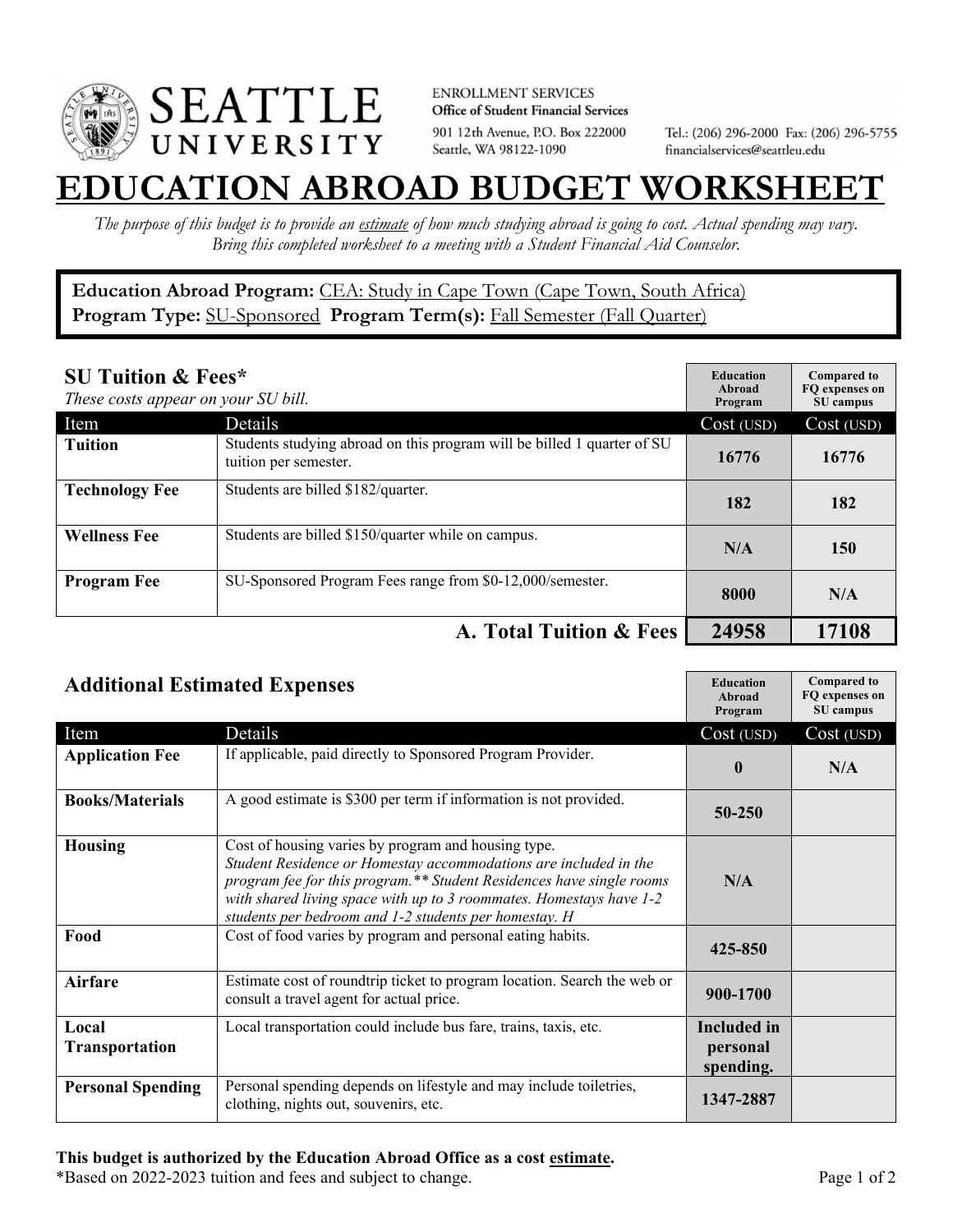**SEATTLE UNIVERSITY**

ENROLLMENT SERVICES
**Office of Student Financial Services**
901 12th Avenue, P.O. Box 222000
Seattle, WA 98122-1090

Tel.: (206) 296-2000 Fax: (206) 296-5755
financialservices@seattleu.edu

# EDUCATION ABROAD BUDGET WORKSHEET

*The purpose of this budget is to provide an estimate of how much studying abroad is going to cost. Actual spending may vary. Bring this completed worksheet to a meeting with a Student Financial Aid Counselor.*

**Education Abroad Program:** CEA: Study in Cape Town (Cape Town, South Africa)
**Program Type:** SU-Sponsored **Program Term(s):** Fall Semester (Fall Quarter)

## SU Tuition & Fees*

*These costs appear on your SU bill.*

| Item | Details | Education Abroad Program Cost (USD) | Compared to FQ expenses on SU campus Cost (USD) |
|---|---|---|---|
| **Tuition** | Students studying abroad on this program will be billed 1 quarter of SU tuition per semester. | 16776 | 16776 |
| **Technology Fee** | Students are billed $182/quarter. | 182 | 182 |
| **Wellness Fee** | Students are billed $150/quarter while on campus. | N/A | 150 |
| **Program Fee** | SU-Sponsored Program Fees range from $0-12,000/semester. | 8000 | N/A |
| | **A. Total Tuition & Fees** | **24958** | **17108** |

## Additional Estimated Expenses

| Item | Details | Education Abroad Program Cost (USD) | Compared to FQ expenses on SU campus Cost (USD) |
|---|---|---|---|
| **Application Fee** | If applicable, paid directly to Sponsored Program Provider. | 0 | N/A |
| **Books/Materials** | A good estimate is $300 per term if information is not provided. | 50-250 | |
| **Housing** | Cost of housing varies by program and housing type. *Student Residence or Homestay accommodations are included in the program fee for this program.** Student Residences have single rooms with shared living space with up to 3 roommates. Homestays have 1-2 students per bedroom and 1-2 students per homestay. H* | N/A | |
| **Food** | Cost of food varies by program and personal eating habits. | 425-850 | |
| **Airfare** | Estimate cost of roundtrip ticket to program location. Search the web or consult a travel agent for actual price. | 900-1700 | |
| **Local Transportation** | Local transportation could include bus fare, trains, taxis, etc. | Included in personal spending. | |
| **Personal Spending** | Personal spending depends on lifestyle and may include toiletries, clothing, nights out, souvenirs, etc. | 1347-2887 | |

**This budget is authorized by the Education Abroad Office as a cost estimate.**
*Based on 2022-2023 tuition and fees and subject to change.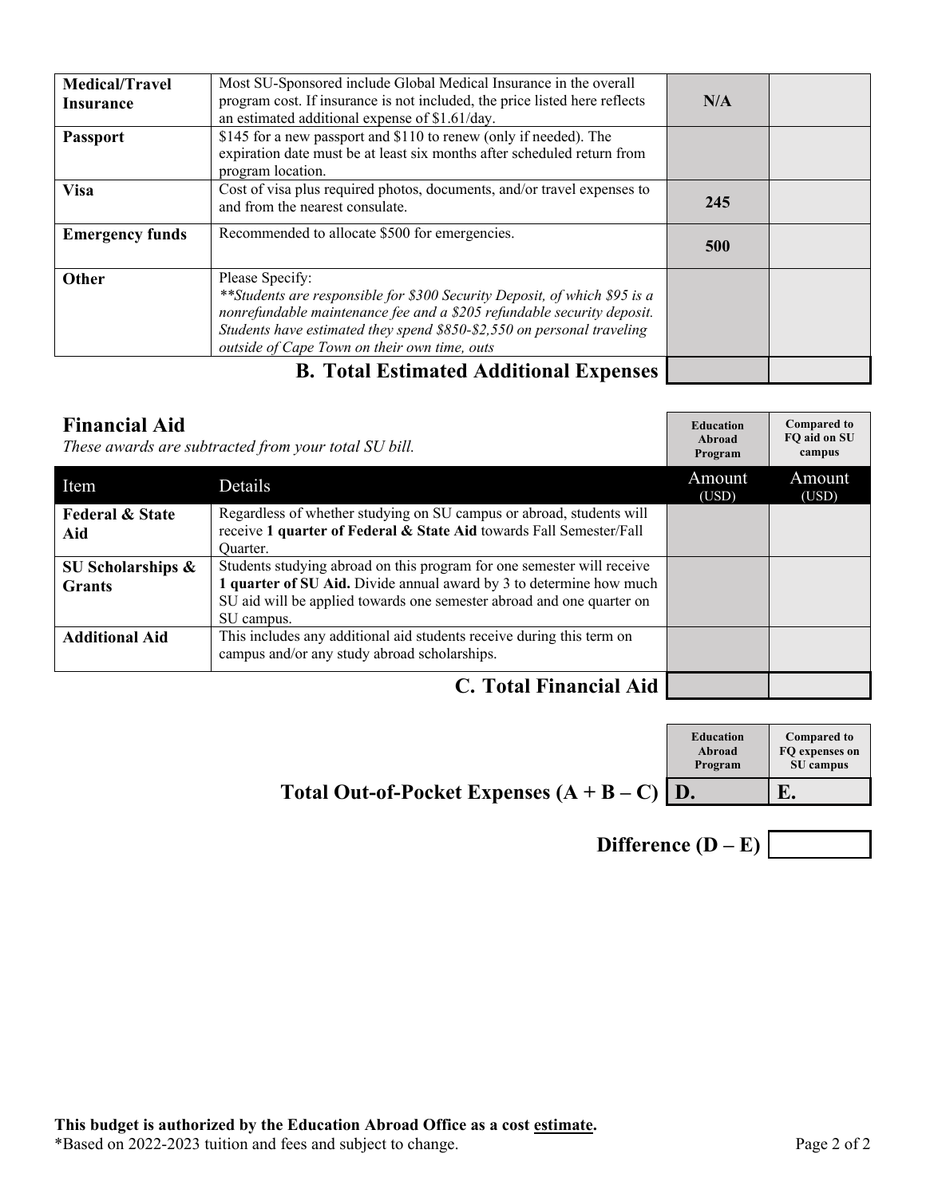| | | | |
|---|---|---|---|
| **Medical/Travel Insurance** | Most SU-Sponsored include Global Medical Insurance in the overall program cost. If insurance is not included, the price listed here reflects an estimated additional expense of $1.61/day. | **N/A** | |
| **Passport** | $145 for a new passport and $110 to renew (only if needed). The expiration date must be at least six months after scheduled return from program location. | | |
| **Visa** | Cost of visa plus required photos, documents, and/or travel expenses to and from the nearest consulate. | **245** | |
| **Emergency funds** | Recommended to allocate $500 for emergencies. | **500** | |
| **Other** | Please Specify: *\*\*Students are responsible for $300 Security Deposit, of which $95 is a nonrefundable maintenance fee and a $205 refundable security deposit. Students have estimated they spend $850-$2,550 on personal traveling outside of Cape Town on their own time, outs* | | |
| | **B. Total Estimated Additional Expenses** | | |

## Financial Aid

*These awards are subtracted from your total SU bill.*

| | | Education Abroad Program | Compared to FQ aid on SU campus |
|---|---|---|---|
| Item | Details | Amount (USD) | Amount (USD) |
| **Federal & State Aid** | Regardless of whether studying on SU campus or abroad, students will receive **1 quarter of Federal & State Aid** towards Fall Semester/Fall Quarter. | | |
| **SU Scholarships & Grants** | Students studying abroad on this program for one semester will receive **1 quarter of SU Aid.** Divide annual award by 3 to determine how much SU aid will be applied towards one semester abroad and one quarter on SU campus. | | |
| **Additional Aid** | This includes any additional aid students receive during this term on campus and/or any study abroad scholarships. | | |
| | **C. Total Financial Aid** | | |

| | Education Abroad Program | Compared to FQ expenses on SU campus |
|---|---|---|
| **Total Out-of-Pocket Expenses (A + B – C)** | **D.** | **E.** |

**Difference (D – E)**

**This budget is authorized by the Education Abroad Office as a cost estimate.**

*Based on 2022-2023 tuition and fees and subject to change.